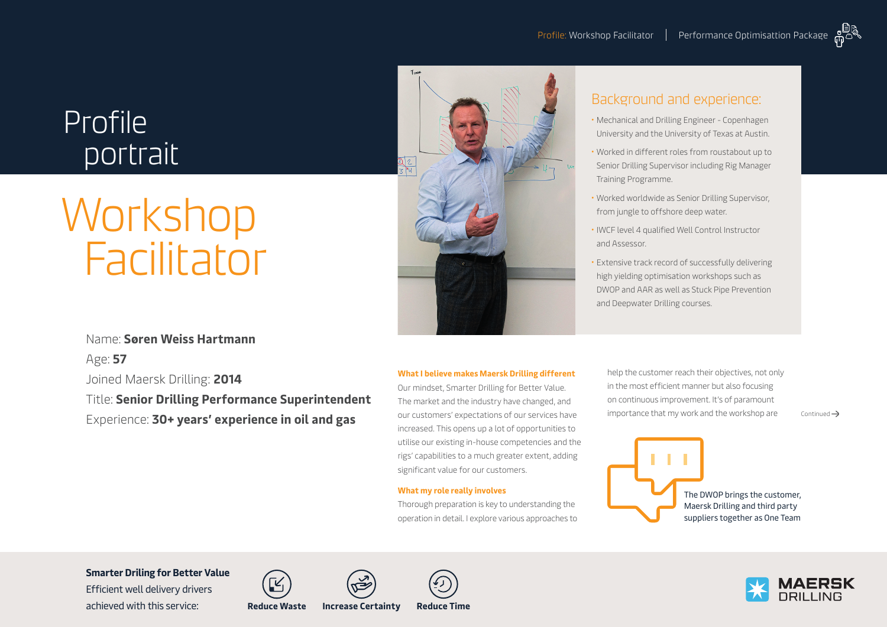# Profile portrait

# Workshop Facilitator

Name: **Søren Weiss Hartmann**

Age: **57**

Joined Maersk Drilling: **2014**

Title: **Senior Drilling Performance Superintendent**

Experience: **30+ years' experience in oil and gas**

## Background and experience:

- Mechanical and Drilling Engineer - Copenhagen University and the University of Texas at Austin.
- Worked in different roles from roustabout up to Senior Drilling Supervisor including Rig Manager Training Programme.
- Worked worldwide as Senior Drilling Supervisor, from jungle to offshore deep water.
- IWCF level 4 qualified Well Control Instructor and Assessor.
- Extensive track record of successfully delivering high yielding optimisation workshops such as DWOP and AAR as well as Stuck Pipe Prevention and Deepwater Drilling courses.

**What I believe makes Maersk Drilling different**

Our mindset, Smarter Drilling for Better Value. The market and the industry have changed, and our customers' expectations of our services have increased. This opens up a lot of opportunities to utilise our existing in-house competencies and the rigs' capabilities to a much greater extent, adding significant value for our customers.

**What my role really involves**

Thorough preparation is key to understanding the operation in detail. I explore various approaches to help the customer reach their objectives, not only in the most efficient manner but also focusing on continuous improvement. It's of paramount importance that my work and the workshop are

Continued →

The DWOP brings the customer, Maersk Drilling and third party suppliers together as One Team

**Smarter Driling for Better Value**

Efficient well delivery drivers achieved with this service:

**Reduce Waste** | **Increase Certainty** | **Reduce Time**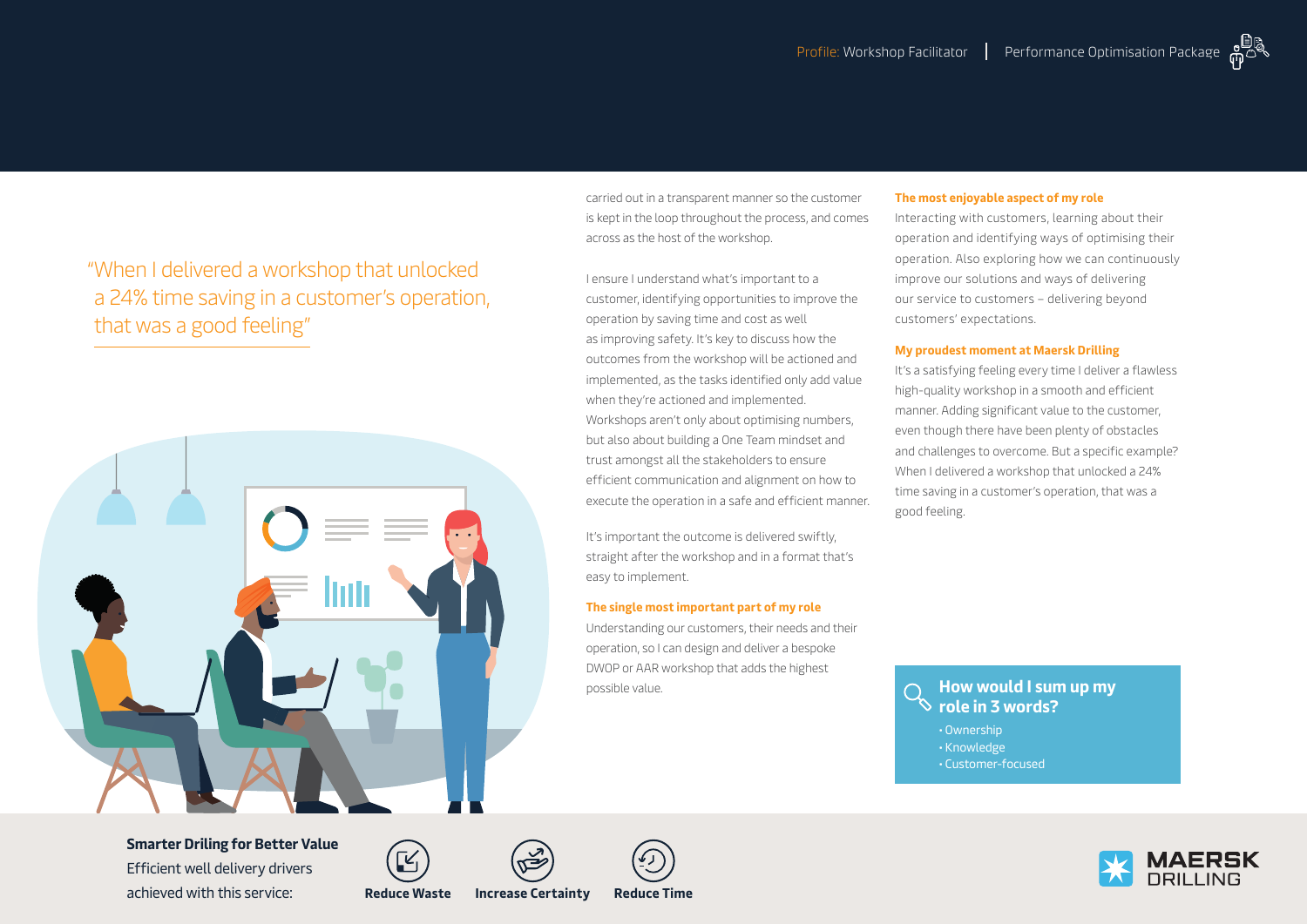"When I delivered a workshop that unlocked a 24% time saving in a customer's operation, that was a good feeling"

carried out in a transparent manner so the customer is kept in the loop throughout the process, and comes across as the host of the workshop.

I ensure I understand what's important to a customer, identifying opportunities to improve the operation by saving time and cost as well as improving safety. It's key to discuss how the outcomes from the workshop will be actioned and implemented, as the tasks identified only add value when they're actioned and implemented. Workshops aren't only about optimising numbers, but also about building a One Team mindset and trust amongst all the stakeholders to ensure efficient communication and alignment on how to execute the operation in a safe and efficient manner.

It's important the outcome is delivered swiftly, straight after the workshop and in a format that's easy to implement.

**The single most important part of my role**

Understanding our customers, their needs and their operation, so I can design and deliver a bespoke DWOP or AAR workshop that adds the highest possible value.

**The most enjoyable aspect of my role**

Interacting with customers, learning about their operation and identifying ways of optimising their operation. Also exploring how we can continuously improve our solutions and ways of delivering our service to customers – delivering beyond customers' expectations.

**My proudest moment at Maersk Drilling**

It's a satisfying feeling every time I deliver a flawless high-quality workshop in a smooth and efficient manner. Adding significant value to the customer, even though there have been plenty of obstacles and challenges to overcome. But a specific example? When I delivered a workshop that unlocked a 24% time saving in a customer's operation, that was a good feeling.

**How would I sum up my role in 3 words?**

- Ownership
- Knowledge
- Customer-focused

**Smarter Driling for Better Value**

Efficient well delivery drivers achieved with this service:

**Reduce Waste** **Increase Certainty** **Reduce Time**